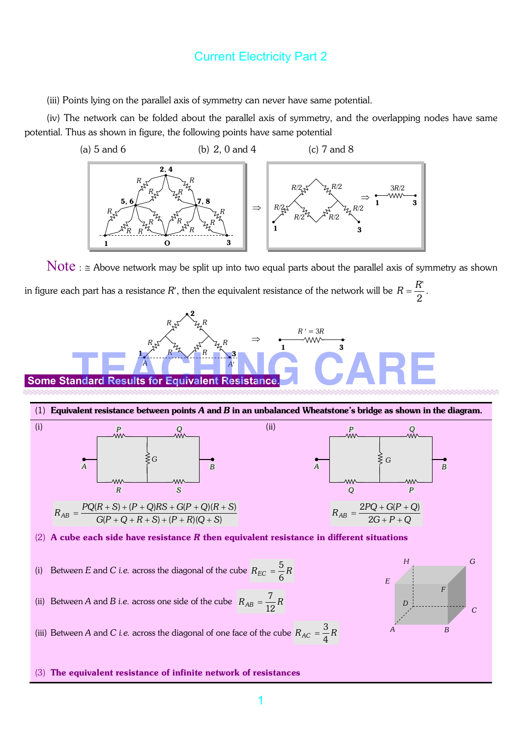(iii) Points lying on the parallel axis of symmetry can never have same potential.

(iv) The network can be folded about the parallel axis of symmetry, and the overlapping nodes have same potential. Thus as shown in figure, the following points have same potential

(a) 5 and 6 (b) 2, 0 and 4 (c) 7 and 8

**Note** : ≅ Above network may be split up into two equal parts about the parallel axis of symmetry as shown in figure each part has a resistance $R'$, then the equivalent resistance of the network will be $R = \frac{R'}{2}$.

## Some Standard Results for Equivalent Resistance.

**(1) Equivalent resistance between points *A* and *B* in an unbalanced Wheatstone's bridge as shown in the diagram.**

(i)

$$R_{AB} = \frac{PQ(R+S)+(P+Q)RS+G(P+Q)(R+S)}{G(P+Q+R+S)+(P+R)(Q+S)}$$

(ii)

$$R_{AB} = \frac{2PQ+G(P+Q)}{2G+P+Q}$$

**(2) A cube each side have resistance $R$ then equivalent resistance in different situations**

(i) Between *E* and *C* i.e. across the diagonal of the cube $R_{EC} = \frac{5}{6}R$

(ii) Between *A* and *B* i.e. across one side of the cube $R_{AB} = \frac{7}{12}R$

(iii) Between *A* and *C* i.e. across the diagonal of one face of the cube $R_{AC} = \frac{3}{4}R$

**(3) The equivalent resistance of infinite network of resistances**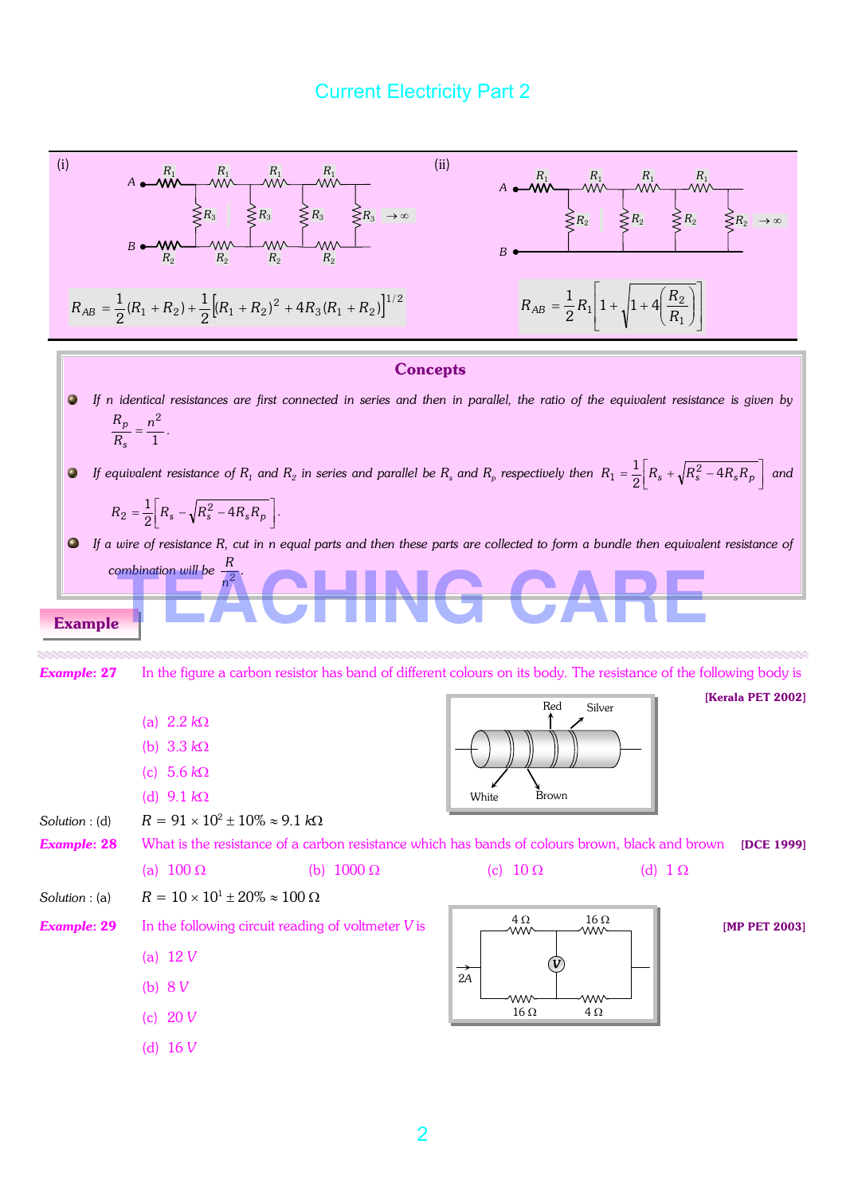(i)

$$R_{AB} = \frac{1}{2}(R_1 + R_2) + \frac{1}{2}\left[(R_1 + R_2)^2 + 4R_3(R_1 + R_2)\right]^{1/2}$$

(ii)

$$R_{AB} = \frac{1}{2}R_1\left[1 + \sqrt{1 + 4\left(\frac{R_2}{R_1}\right)}\right]$$

## Concepts

- If $n$ identical resistances are first connected in series and then in parallel, the ratio of the equivalent resistance is given by $\frac{R_p}{R_s} = \frac{n^2}{1}$.
- If equivalent resistance of $R_1$ and $R_2$ in series and parallel be $R_s$ and $R_p$ respectively then $R_1 = \frac{1}{2}\left[R_s + \sqrt{R_s^2 - 4R_sR_p}\right]$ and $R_2 = \frac{1}{2}\left[R_s - \sqrt{R_s^2 - 4R_sR_p}\right]$.
- If a wire of resistance $R$, cut in $n$ equal parts and then these parts are collected to form a bundle then equivalent resistance of combination will be $\frac{R}{n^2}$.

## Example

***Example: 27*** In the figure a carbon resistor has band of different colours on its body. The resistance of the following body is **[Kerala PET 2002]**

Red, Silver, White, Brown

(a) 2.2 $k\Omega$

(b) 3.3 $k\Omega$

(c) 5.6 $k\Omega$

(d) 9.1 $k\Omega$

Solution : (d) $R = 91 \times 10^2 \pm 10\% \approx 9.1\ k\Omega$

***Example: 28*** What is the resistance of a carbon resistance which has bands of colours brown, black and brown **[DCE 1999]**

(a) 100 $\Omega$ (b) 1000 $\Omega$ (c) 10 $\Omega$ (d) 1 $\Omega$

Solution : (a) $R = 10 \times 10^1 \pm 20\% \approx 100\ \Omega$

***Example: 29*** In the following circuit reading of voltmeter $V$ is **[MP PET 2003]**

(a) 12 $V$

(b) 8 $V$

(c) 20 $V$

(d) 16 $V$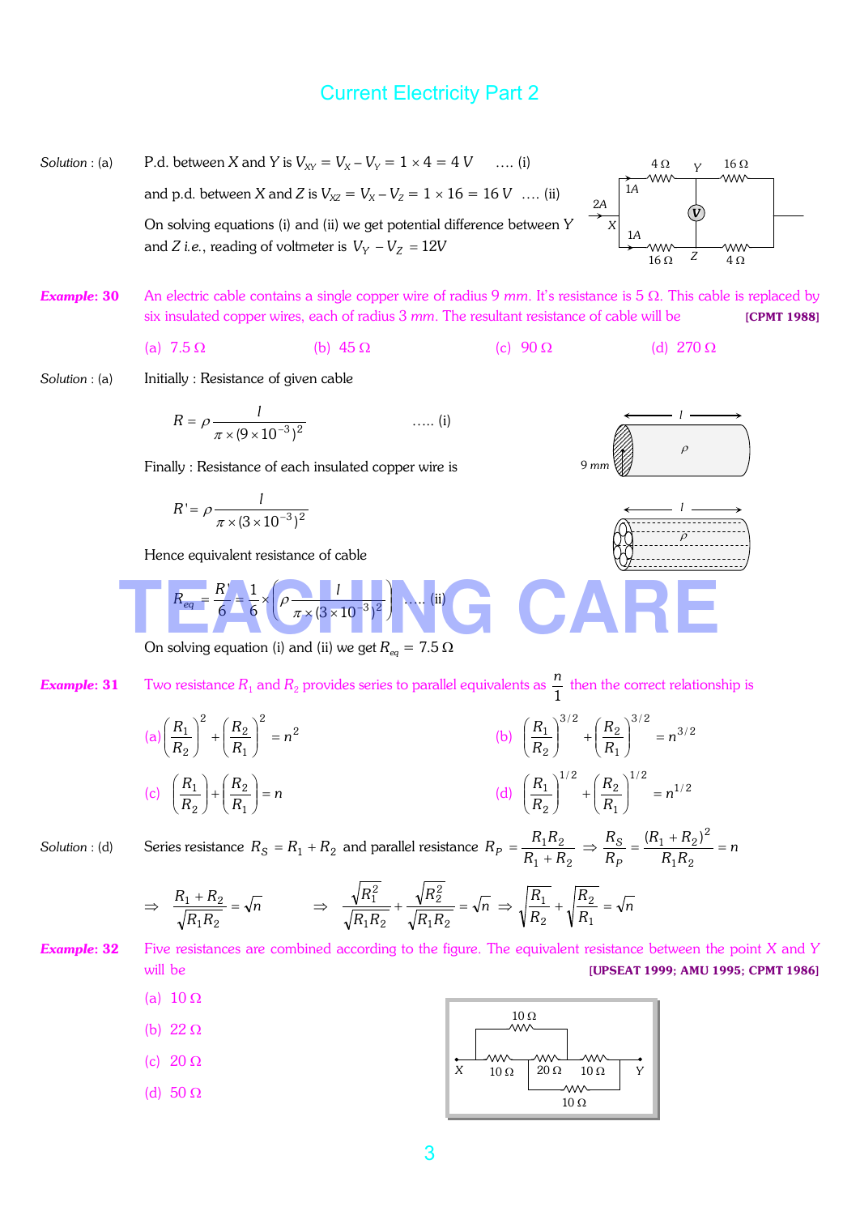Solution : (a) P.d. between $X$ and $Y$ is $V_{XY} = V_X - V_Y = 1 \times 4 = 4\ V$ .... (i)

and p.d. between $X$ and $Z$ is $V_{XZ} = V_X - V_Z = 1 \times 16 = 16\ V$ .... (ii)

On solving equations (i) and (ii) we get potential difference between $Y$ and $Z$ *i.e.*, reading of voltmeter is $V_Y - V_Z = 12V$

**Example: 30** An electric cable contains a single copper wire of radius 9 *mm*. It's resistance is 5 Ω. This cable is replaced by six insulated copper wires, each of radius 3 *mm*. The resultant resistance of cable will be **[CPMT 1988]**

(a) 7.5 Ω (b) 45 Ω (c) 90 Ω (d) 270 Ω

Solution : (a) Initially : Resistance of given cable

$$R = \rho \frac{l}{\pi \times (9 \times 10^{-3})^2} \quad ..... \text{(i)}$$

Finally : Resistance of each insulated copper wire is

$$R' = \rho \frac{l}{\pi \times (3 \times 10^{-3})^2}$$

Hence equivalent resistance of cable

$$R_{eq} = \frac{R'}{6} = \frac{1}{6} \times \left( \rho \frac{l}{\pi \times (3 \times 10^{-3})^2} \right) \quad ..... \text{(ii)}$$

On solving equation (i) and (ii) we get $R_{eq} = 7.5\ \Omega$

**Example: 31** Two resistance $R_1$ and $R_2$ provides series to parallel equivalents as $\frac{n}{1}$ then the correct relationship is

(a) $\left(\frac{R_1}{R_2}\right)^2 + \left(\frac{R_2}{R_1}\right)^2 = n^2$

(b) $\left(\frac{R_1}{R_2}\right)^{3/2} + \left(\frac{R_2}{R_1}\right)^{3/2} = n^{3/2}$

(c) $\left(\frac{R_1}{R_2}\right) + \left(\frac{R_2}{R_1}\right) = n$

(d) $\left(\frac{R_1}{R_2}\right)^{1/2} + \left(\frac{R_2}{R_1}\right)^{1/2} = n^{1/2}$

Solution : (d) Series resistance $R_S = R_1 + R_2$ and parallel resistance $R_P = \frac{R_1 R_2}{R_1 + R_2} \Rightarrow \frac{R_S}{R_P} = \frac{(R_1 + R_2)^2}{R_1 R_2} = n$

$$\Rightarrow \frac{R_1 + R_2}{\sqrt{R_1 R_2}} = \sqrt{n} \qquad \Rightarrow \frac{\sqrt{R_1^2}}{\sqrt{R_1 R_2}} + \frac{\sqrt{R_2^2}}{\sqrt{R_1 R_2}} = \sqrt{n} \Rightarrow \sqrt{\frac{R_1}{R_2}} + \sqrt{\frac{R_2}{R_1}} = \sqrt{n}$$

**Example: 32** Five resistances are combined according to the figure. The equivalent resistance between the point $X$ and $Y$ will be **[UPSEAT 1999; AMU 1995; CPMT 1986]**

(a) 10 Ω

(b) 22 Ω

(c) 20 Ω

(d) 50 Ω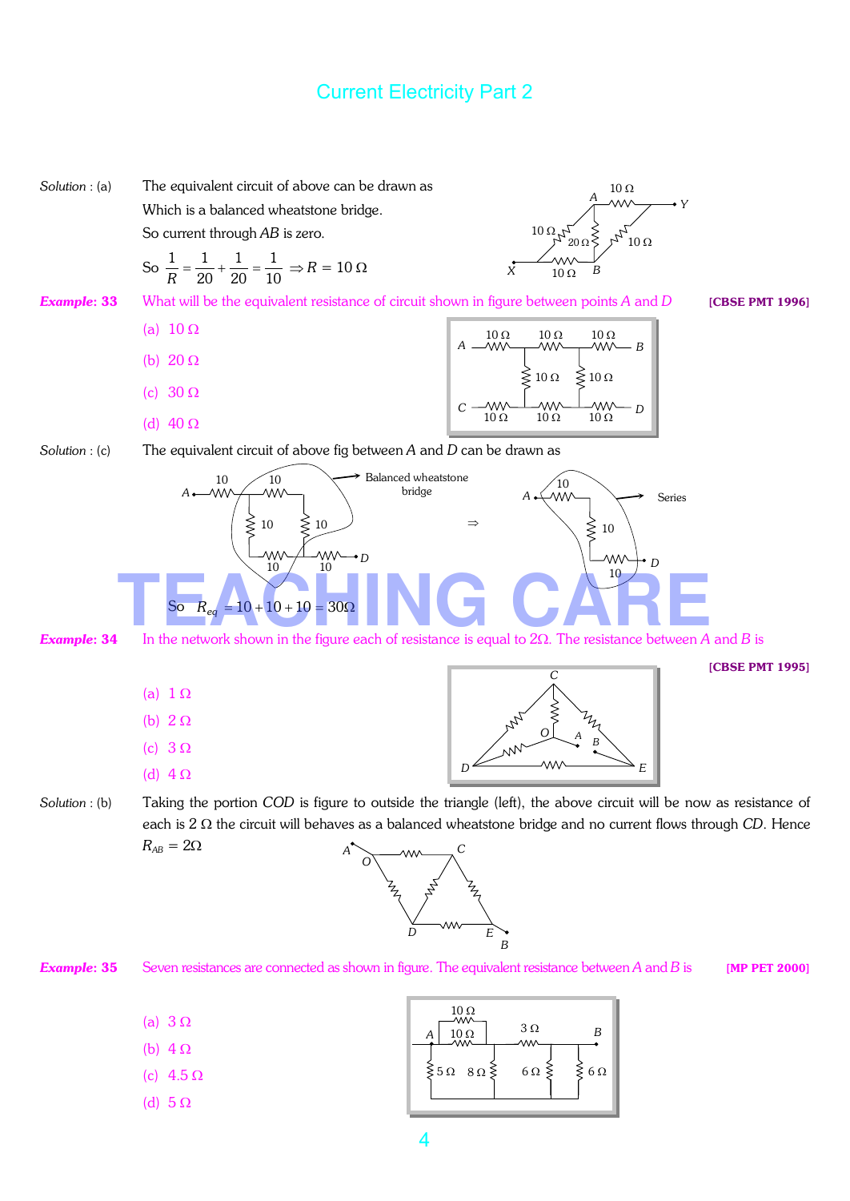*Solution* : (a) The equivalent circuit of above can be drawn as

Which is a balanced wheatstone bridge.

So current through *AB* is zero.

So $\frac{1}{R} = \frac{1}{20} + \frac{1}{20} = \frac{1}{10} \Rightarrow R = 10\,\Omega$

***Example*: 33** What will be the equivalent resistance of circuit shown in figure between points *A* and *D* **[CBSE PMT 1996]**

(a) $10\,\Omega$

(b) $20\,\Omega$

(c) $30\,\Omega$

(d) $40\,\Omega$

*Solution* : (c) The equivalent circuit of above fig between *A* and *D* can be drawn as

So $R_{eq} = 10 + 10 + 10 = 30\Omega$

***Example*: 34** In the network shown in the figure each of resistance is equal to $2\Omega$. The resistance between *A* and *B* is **[CBSE PMT 1995]**

(a) $1\,\Omega$

(b) $2\,\Omega$

(c) $3\,\Omega$

(d) $4\,\Omega$

*Solution* : (b) Taking the portion *COD* is figure to outside the triangle (left), the above circuit will be now as resistance of each is $2\,\Omega$ the circuit will behaves as a balanced wheatstone bridge and no current flows through *CD*. Hence $R_{AB} = 2\Omega$

***Example*: 35** Seven resistances are connected as shown in figure. The equivalent resistance between *A* and *B* is **[MP PET 2000]**

(a) $3\,\Omega$

(b) $4\,\Omega$

(c) $4.5\,\Omega$

(d) $5\,\Omega$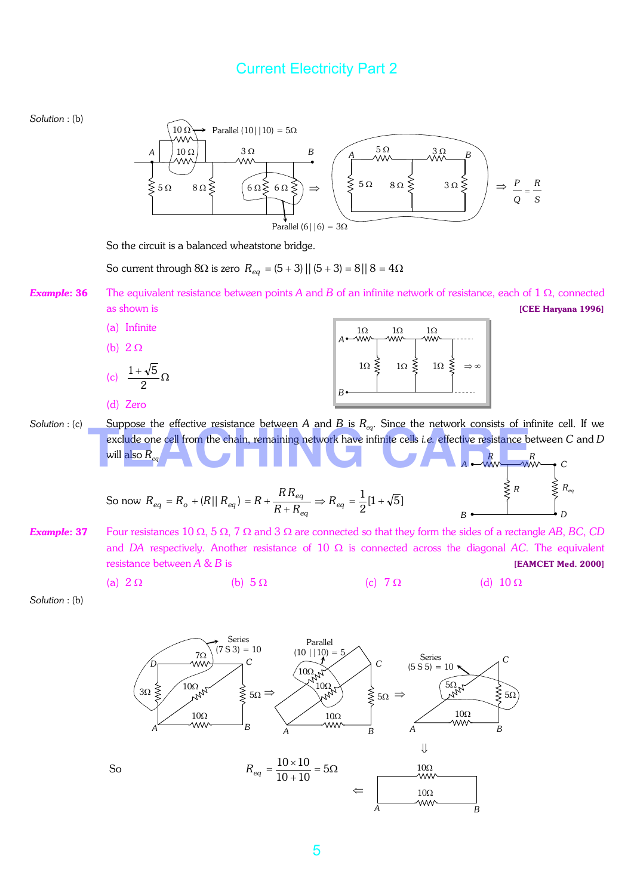**Solution** : (b)

So the circuit is a balanced wheatstone bridge.

So current through 8Ω is zero $R_{eq} = (5 + 3) || (5 + 3) = 8 || 8 = 4\Omega$

***Example*: 36** The equivalent resistance between points *A* and *B* of an infinite network of resistance, each of 1 Ω, connected as shown is **[CEE Haryana 1996]**

(a) Infinite

(b) 2 Ω

(c) $\frac{1+\sqrt{5}}{2}\Omega$

(d) Zero

**Solution** : (c) Suppose the effective resistance between *A* and *B* is $R_{eq}$. Since the network consists of infinite cell. If we exclude one cell from the chain, remaining network have infinite cells *i.e.* effective resistance between *C* and *D* will also $R_{eq}$

So now $R_{eq} = R_o + (R || R_{eq}) = R + \frac{R R_{eq}}{R + R_{eq}} \Rightarrow R_{eq} = \frac{1}{2}[1 + \sqrt{5}]$

***Example*: 37** Four resistances 10 Ω, 5 Ω, 7 Ω and 3 Ω are connected so that they form the sides of a rectangle *AB*, *BC*, *CD* and *DA* respectively. Another resistance of 10 Ω is connected across the diagonal *AC*. The equivalent resistance between *A* & *B* is **[EAMCET Med. 2000]**

(a) 2 Ω (b) 5 Ω (c) 7 Ω (d) 10 Ω

**Solution** : (b)

So $R_{eq} = \frac{10 \times 10}{10 + 10} = 5\Omega$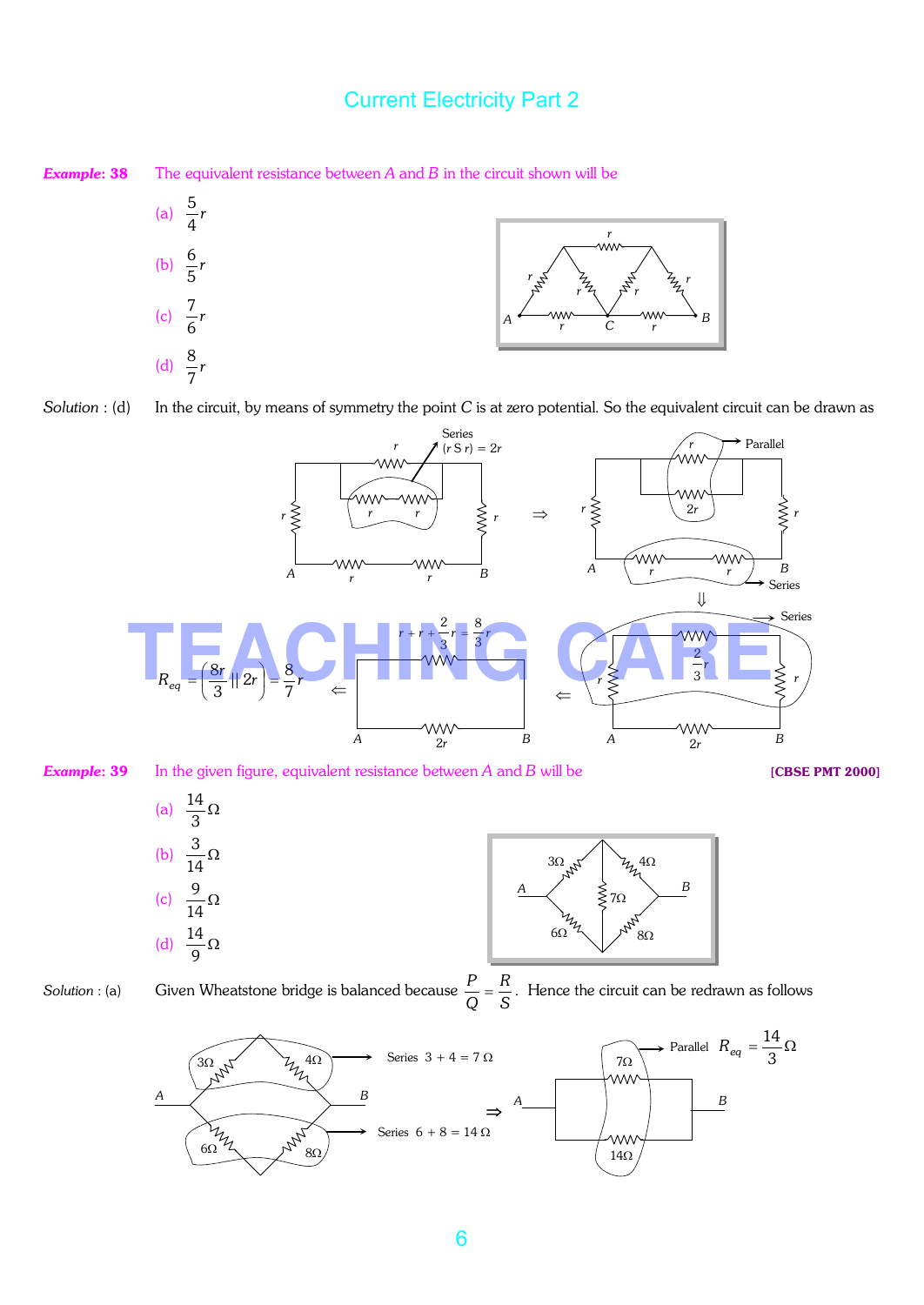**Example: 38** The equivalent resistance between $A$ and $B$ in the circuit shown will be

(a) $\frac{5}{4}r$

(b) $\frac{6}{5}r$

(c) $\frac{7}{6}r$

(d) $\frac{8}{7}r$

*Solution* : (d) In the circuit, by means of symmetry the point $C$ is at zero potential. So the equivalent circuit can be drawn as

Series $(r \, S \, r) = 2r$ ⇒ Parallel, Series ⇓ Series

$r + r + \frac{2}{3}r = \frac{8}{3}r$

$$R_{eq} = \left(\frac{8r}{3} \,||\, 2r\right) = \frac{8}{7}r$$

**Example: 39** In the given figure, equivalent resistance between $A$ and $B$ will be **[CBSE PMT 2000]**

(a) $\frac{14}{3}\Omega$

(b) $\frac{3}{14}\Omega$

(c) $\frac{9}{14}\Omega$

(d) $\frac{14}{9}\Omega$

*Solution* : (a) Given Wheatstone bridge is balanced because $\frac{P}{Q} = \frac{R}{S}$. Hence the circuit can be redrawn as follows

Series $3 + 4 = 7\,\Omega$

Series $6 + 8 = 14\,\Omega$

Parallel $R_{eq} = \frac{14}{3}\Omega$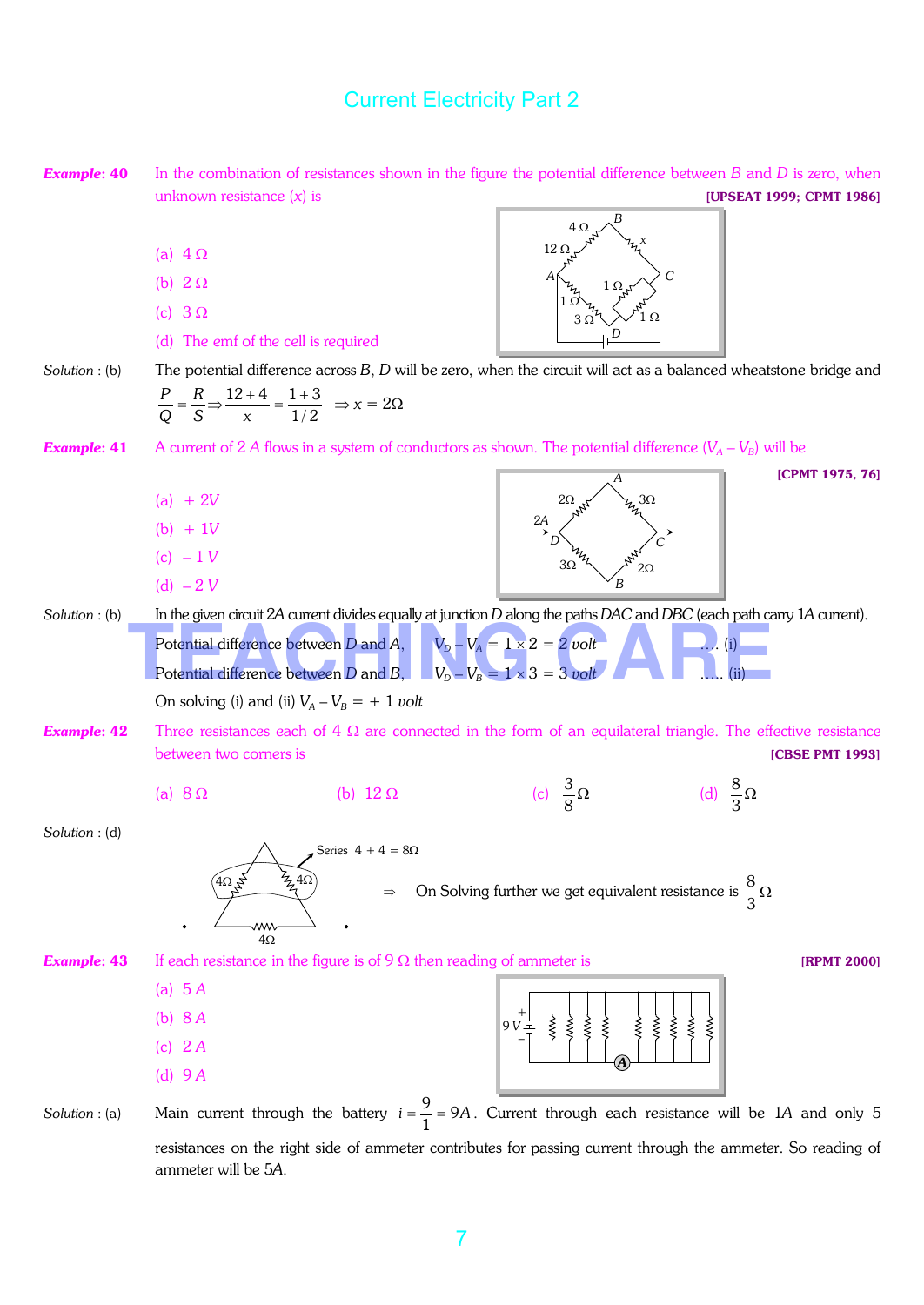# Current Electricity Part 2

***Example: 40*** In the combination of resistances shown in the figure the potential difference between $B$ and $D$ is zero, when unknown resistance ($x$) is **[UPSEAT 1999; CPMT 1986]**

(a) 4 Ω

(b) 2 Ω

(c) 3 Ω

(d) The emf of the cell is required

*Solution* : (b) The potential difference across $B$, $D$ will be zero, when the circuit will act as a balanced wheatstone bridge and $\frac{P}{Q} = \frac{R}{S} \Rightarrow \frac{12+4}{x} = \frac{1+3}{1/2} \Rightarrow x = 2\Omega$

***Example: 41*** A current of 2 $A$ flows in a system of conductors as shown. The potential difference $(V_A - V_B)$ will be **[CPMT 1975, 76]**

(a) + 2$V$

(b) + 1$V$

(c) – 1 $V$

(d) – 2 $V$

*Solution* : (b) In the given circuit 2$A$ current divides equally at junction $D$ along the paths $DAC$ and $DBC$ (each path carry 1$A$ current).

Potential difference between $D$ and $A$, $V_D - V_A = 1 \times 2 = 2$ *volt* .... (i)

Potential difference between $D$ and $B$, $V_D - V_B = 1 \times 3 = 3$ *volt* ..... (ii)

On solving (i) and (ii) $V_A - V_B = +1$ *volt*

***Example: 42*** Three resistances each of 4 Ω are connected in the form of an equilateral triangle. The effective resistance between two corners is **[CBSE PMT 1993]**

(a) 8 Ω (b) 12 Ω (c) $\frac{3}{8}\Omega$ (d) $\frac{8}{3}\Omega$

*Solution* : (d) Series 4 + 4 = 8Ω ⇒ On Solving further we get equivalent resistance is $\frac{8}{3}\Omega$

***Example: 43*** If each resistance in the figure is of 9 Ω then reading of ammeter is **[RPMT 2000]**

(a) 5 $A$

(b) 8 $A$

(c) 2 $A$

(d) 9 $A$

*Solution* : (a) Main current through the battery $i = \frac{9}{1} = 9A$. Current through each resistance will be 1$A$ and only 5 resistances on the right side of ammeter contributes for passing current through the ammeter. So reading of ammeter will be 5$A$.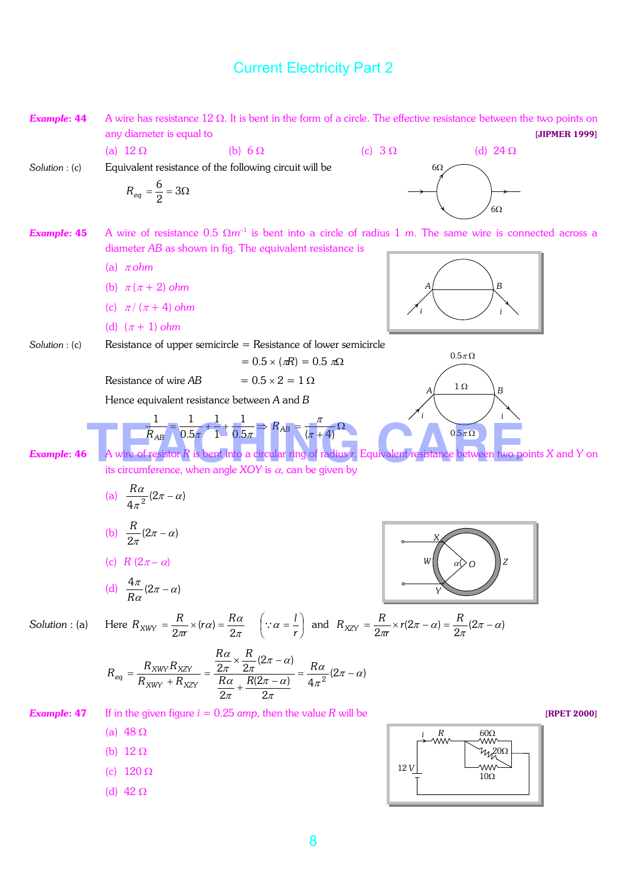## Current Electricity Part 2

**Example: 44** A wire has resistance 12 Ω. It is bent in the form of a circle. The effective resistance between the two points on any diameter is equal to **[JIPMER 1999]**

(a) 12 Ω (b) 6 Ω (c) 3 Ω (d) 24 Ω

*Solution* : (c) Equivalent resistance of the following circuit will be

$$R_{eq} = \frac{6}{2} = 3\Omega$$

**Example: 45** A wire of resistance 0.5 $\Omega m^{-1}$ is bent into a circle of radius 1 *m*. The same wire is connected across a diameter *AB* as shown in fig. The equivalent resistance is

(a) $\pi$ *ohm*

(b) $\pi(\pi + 2)$ *ohm*

(c) $\pi/(\pi + 4)$ *ohm*

(d) $(\pi + 1)$ *ohm*

*Solution* : (c) Resistance of upper semicircle = Resistance of lower semicircle

$= 0.5 \times (\pi R) = 0.5\,\pi\Omega$

Resistance of wire *AB* $= 0.5 \times 2 = 1\,\Omega$

Hence equivalent resistance between *A* and *B*

$$\frac{1}{R_{AB}} = \frac{1}{0.5\pi} + \frac{1}{1} + \frac{1}{0.5\pi} \Rightarrow R_{AB} = \frac{\pi}{(\pi+4)}\Omega$$

**Example: 46** A wire of resistor *R* is bent into a circular ring of radius *r*. Equivalent resistance between two points *X* and *Y* on its circumference, when angle *XOY* is $\alpha$, can be given by

(a) $\frac{R\alpha}{4\pi^2}(2\pi - \alpha)$

(b) $\frac{R}{2\pi}(2\pi - \alpha)$

(c) $R\,(2\pi - \alpha)$

(d) $\frac{4\pi}{R\alpha}(2\pi - \alpha)$

*Solution* : (a) Here $R_{XWY} = \frac{R}{2\pi r} \times (r\alpha) = \frac{R\alpha}{2\pi}$ $\left(\because \alpha = \frac{l}{r}\right)$ and $R_{XZY} = \frac{R}{2\pi r} \times r(2\pi - \alpha) = \frac{R}{2\pi}(2\pi - \alpha)$

$$R_{eq} = \frac{R_{XWY}R_{XZY}}{R_{XWY} + R_{XZY}} = \frac{\frac{R\alpha}{2\pi} \times \frac{R}{2\pi}(2\pi - \alpha)}{\frac{R\alpha}{2\pi} + \frac{R(2\pi - \alpha)}{2\pi}} = \frac{R\alpha}{4\pi^2}(2\pi - \alpha)$$

**Example: 47** If in the given figure $i = 0.25$ *amp*, then the value *R* will be **[RPET 2000]**

(a) 48 Ω

(b) 12 Ω

(c) 120 Ω

(d) 42 Ω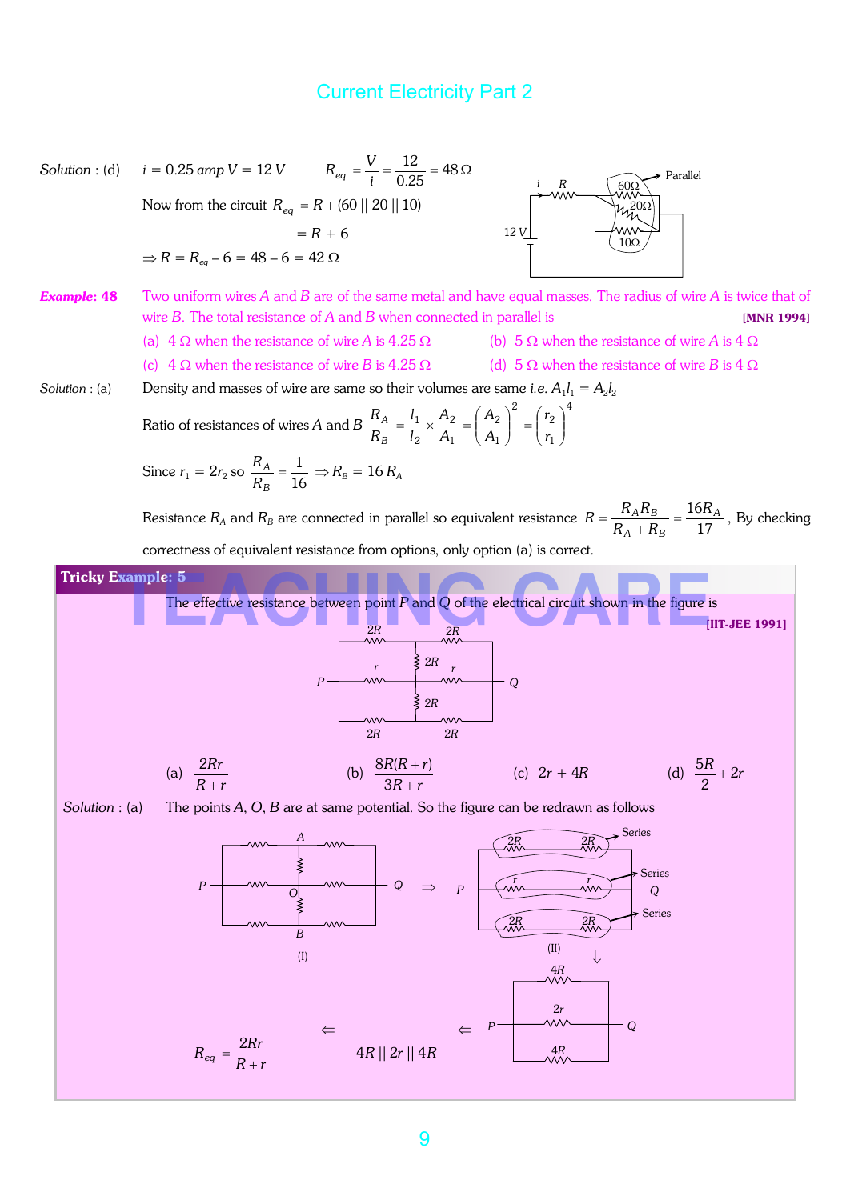*Solution* : (d) $i = 0.25\ amp\ V = 12\ V \qquad R_{eq} = \frac{V}{i} = \frac{12}{0.25} = 48\,\Omega$

Now from the circuit $R_{eq} = R + (60 \,||\, 20 \,||\, 10)$

$= R + 6$

$\Rightarrow R = R_{eq} - 6 = 48 - 6 = 42\,\Omega$

***Example*: 48** Two uniform wires $A$ and $B$ are of the same metal and have equal masses. The radius of wire $A$ is twice that of wire $B$. The total resistance of $A$ and $B$ when connected in parallel is **[MNR 1994]**

(a) $4\,\Omega$ when the resistance of wire $A$ is $4.25\,\Omega$

(b) $5\,\Omega$ when the resistance of wire $A$ is $4\,\Omega$

(c) $4\,\Omega$ when the resistance of wire $B$ is $4.25\,\Omega$

(d) $5\,\Omega$ when the resistance of wire $B$ is $4\,\Omega$

*Solution* : (a) Density and masses of wire are same so their volumes are same *i.e.* $A_1 l_1 = A_2 l_2$

Ratio of resistances of wires $A$ and $B$ $\frac{R_A}{R_B} = \frac{l_1}{l_2} \times \frac{A_2}{A_1} = \left(\frac{A_2}{A_1}\right)^2 = \left(\frac{r_2}{r_1}\right)^4$

Since $r_1 = 2r_2$ so $\frac{R_A}{R_B} = \frac{1}{16} \Rightarrow R_B = 16\,R_A$

Resistance $R_A$ and $R_B$ are connected in parallel so equivalent resistance $R = \frac{R_A R_B}{R_A + R_B} = \frac{16 R_A}{17}$, By checking correctness of equivalent resistance from options, only option (a) is correct.

**Tricky Example: 5**

The effective resistance between point $P$ and $Q$ of the electrical circuit shown in the figure is **[IIT-JEE 1991]**

(a) $\frac{2Rr}{R+r}$ (b) $\frac{8R(R+r)}{3R+r}$ (c) $2r + 4R$ (d) $\frac{5R}{2} + 2r$

*Solution* : (a) The points $A$, $O$, $B$ are at same potential. So the figure can be redrawn as follows

(I) $\Rightarrow$ (II) $\Downarrow$

$R_{eq} = \frac{2Rr}{R+r} \;\Leftarrow\; 4R \,||\, 2r \,||\, 4R \;\Leftarrow$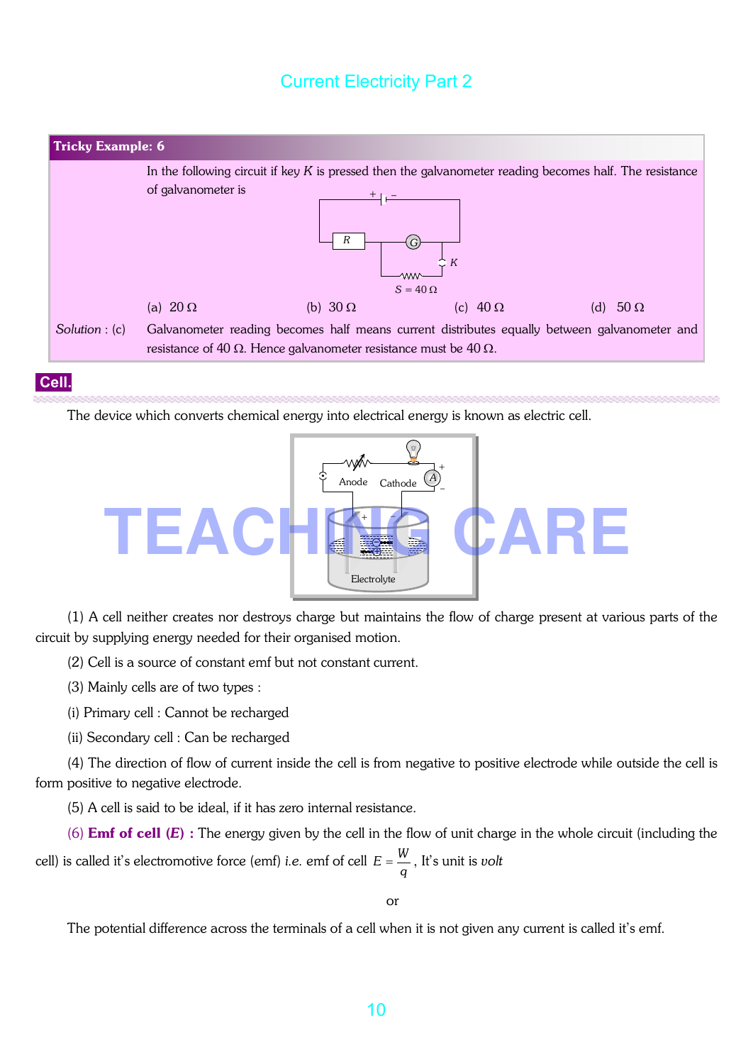**Tricky Example: 6**

In the following circuit if key $K$ is pressed then the galvanometer reading becomes half. The resistance of galvanometer is

(a) 20 Ω (b) 30 Ω (c) 40 Ω (d) 50 Ω

*Solution* : (c) Galvanometer reading becomes half means current distributes equally between galvanometer and resistance of 40 Ω. Hence galvanometer resistance must be 40 Ω.

## Cell.

The device which converts chemical energy into electrical energy is known as electric cell.

(1) A cell neither creates nor destroys charge but maintains the flow of charge present at various parts of the circuit by supplying energy needed for their organised motion.

(2) Cell is a source of constant emf but not constant current.

(3) Mainly cells are of two types :

(i) Primary cell : Cannot be recharged

(ii) Secondary cell : Can be recharged

(4) The direction of flow of current inside the cell is from negative to positive electrode while outside the cell is form positive to negative electrode.

(5) A cell is said to be ideal, if it has zero internal resistance.

(6) **Emf of cell ($E$) :** The energy given by the cell in the flow of unit charge in the whole circuit (including the cell) is called it's electromotive force (emf) *i.e.* emf of cell $E = \frac{W}{q}$, It's unit is *volt*

or

The potential difference across the terminals of a cell when it is not given any current is called it's emf.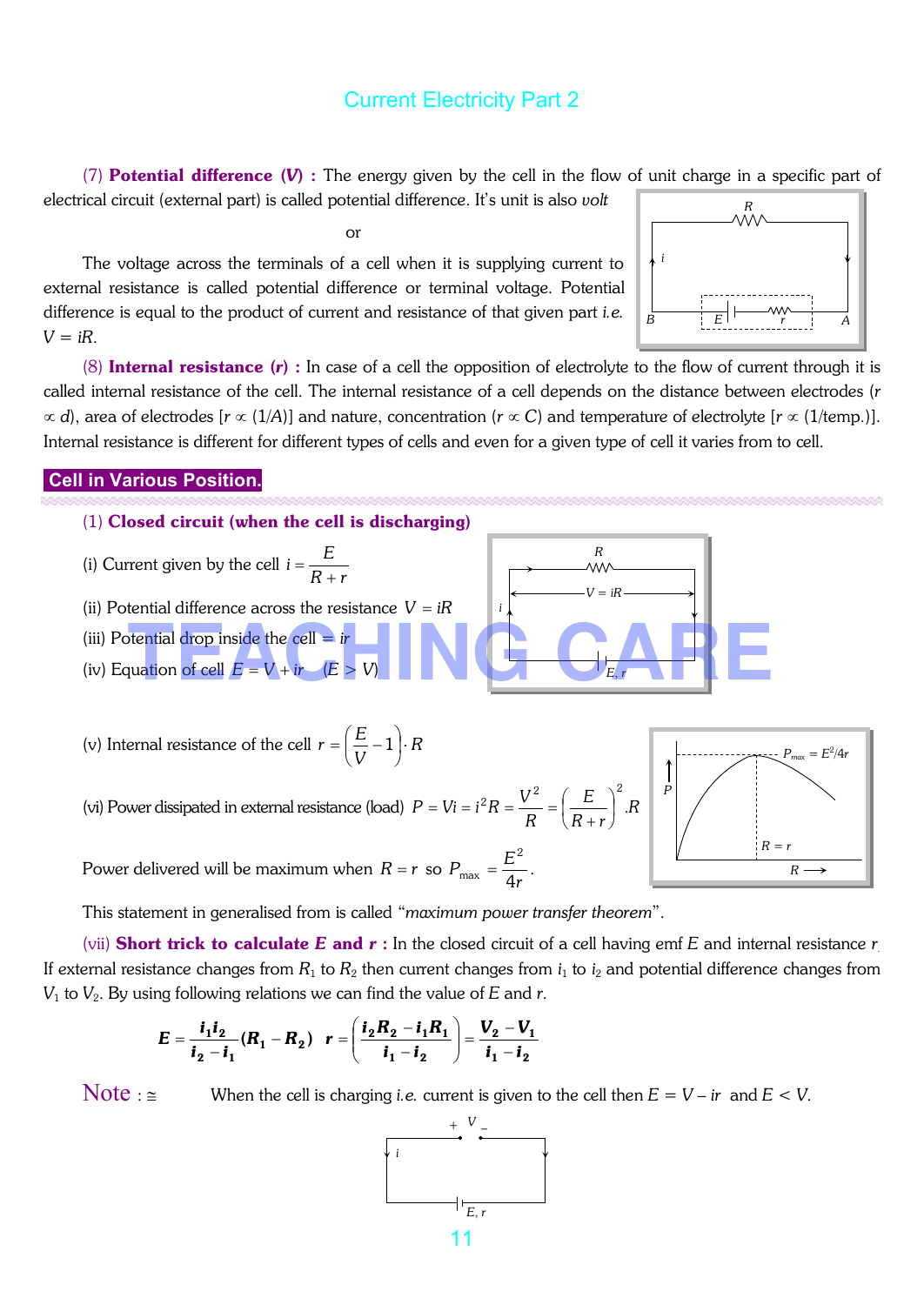Current Electricity Part 2

(7) **Potential difference (V) :** The energy given by the cell in the flow of unit charge in a specific part of electrical circuit (external part) is called potential difference. It's unit is also *volt*

or

The voltage across the terminals of a cell when it is supplying current to external resistance is called potential difference or terminal voltage. Potential difference is equal to the product of current and resistance of that given part *i.e.* $V = iR$.

(8) **Internal resistance (r) :** In case of a cell the opposition of electrolyte to the flow of current through it is called internal resistance of the cell. The internal resistance of a cell depends on the distance between electrodes ($r \propto d$), area of electrodes [$r \propto (1/A)$] and nature, concentration ($r \propto C$) and temperature of electrolyte [$r \propto (1/\text{temp.})$]. Internal resistance is different for different types of cells and even for a given type of cell it varies from to cell.

## Cell in Various Position.

(1) **Closed circuit (when the cell is discharging)**

(i) Current given by the cell $i = \dfrac{E}{R + r}$

(ii) Potential difference across the resistance $V = iR$

(iii) Potential drop inside the cell = $ir$

(iv) Equation of cell $E = V + ir$ $\quad (E > V)$

(v) Internal resistance of the cell $r = \left(\dfrac{E}{V} - 1\right) \cdot R$

(vi) Power dissipated in external resistance (load) $P = Vi = i^2R = \dfrac{V^2}{R} = \left(\dfrac{E}{R + r}\right)^2 .R$

Power delivered will be maximum when $R = r$ so $P_{\max} = \dfrac{E^2}{4r}$.

This statement in generalised from is called "*maximum power transfer theorem*".

(vii) **Short trick to calculate *E* and *r* :** In the closed circuit of a cell having emf $E$ and internal resistance $r$. If external resistance changes from $R_1$ to $R_2$ then current changes from $i_1$ to $i_2$ and potential difference changes from $V_1$ to $V_2$. By using following relations we can find the value of $E$ and $r$.

$$E = \frac{i_1 i_2}{i_2 - i_1}(R_1 - R_2) \quad r = \left(\frac{i_2 R_2 - i_1 R_1}{i_1 - i_2}\right) = \frac{V_2 - V_1}{i_1 - i_2}$$

**Note :** $\cong$ When the cell is charging *i.e.* current is given to the cell then $E = V - ir$ and $E < V$.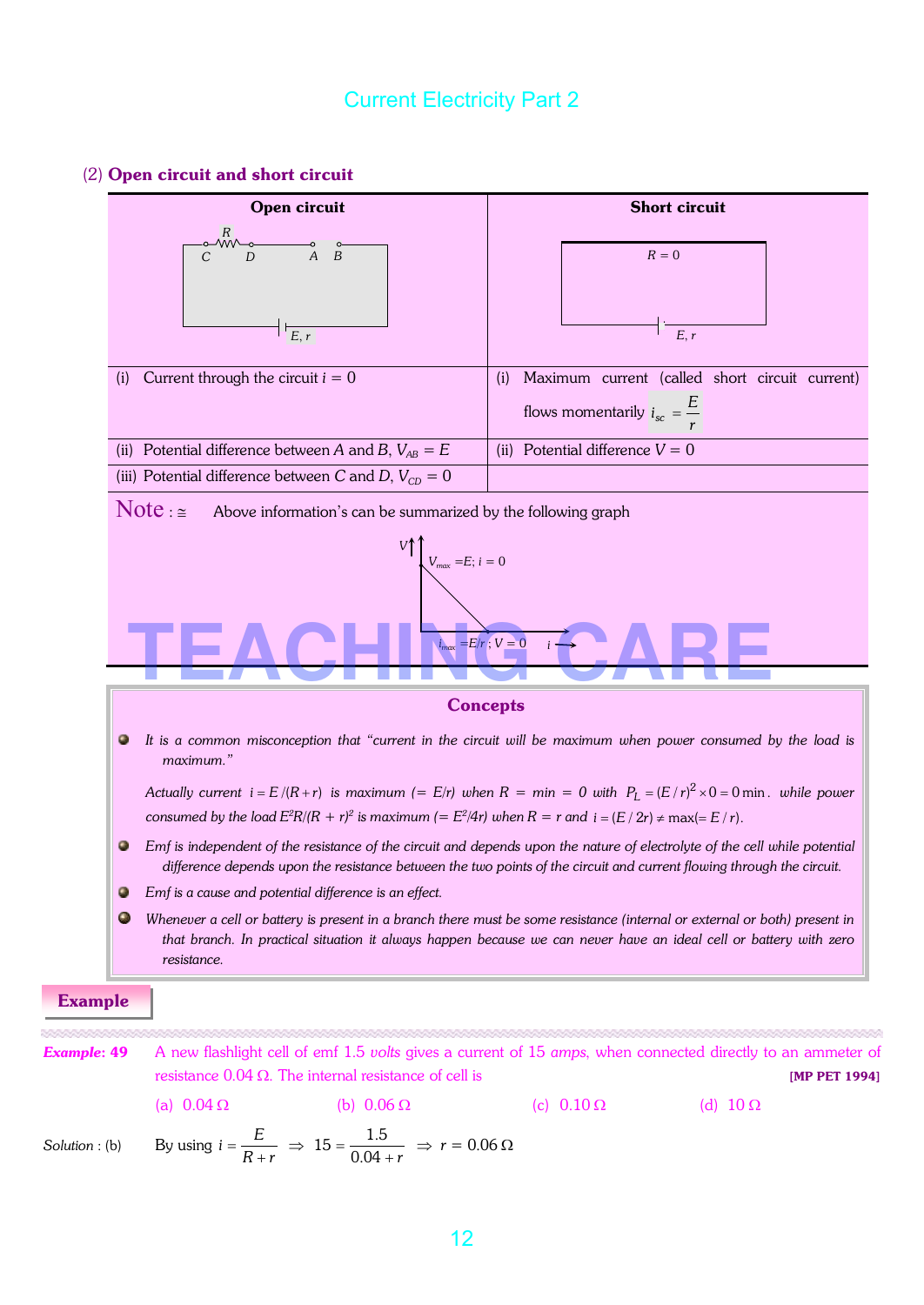(2) **Open circuit and short circuit**

| Open circuit | Short circuit |
|---|---|
| (i) Current through the circuit $i = 0$ | (i) Maximum current (called short circuit current) flows momentarily $i_{sc} = \frac{E}{r}$ |
| (ii) Potential difference between $A$ and $B$, $V_{AB} = E$ | (ii) Potential difference $V = 0$ |
| (iii) Potential difference between $C$ and $D$, $V_{CD} = 0$ | |

**Note** : ≅ Above information's can be summarized by the following graph

$V_{max} = E;\ i = 0$

$i_{max} = E/r\ ;\ V = 0$

### Concepts

- *It is a common misconception that "current in the circuit will be maximum when power consumed by the load is maximum."*

  *Actually current $i = E/(R+r)$ is maximum ($= E/r$) when $R$ = min = 0 with $P_L = (E/r)^2 \times 0 = 0$ min. while power consumed by the load $E^2R/(R+r)^2$ is maximum ($= E^2/4r$) when $R = r$ and $i = (E/2r) \neq \max(= E/r)$.*

- *Emf is independent of the resistance of the circuit and depends upon the nature of electrolyte of the cell while potential difference depends upon the resistance between the two points of the circuit and current flowing through the circuit.*

- *Emf is a cause and potential difference is an effect.*

- *Whenever a cell or battery is present in a branch there must be some resistance (internal or external or both) present in that branch. In practical situation it always happen because we can never have an ideal cell or battery with zero resistance.*

**Example**

***Example: 49*** A new flashlight cell of emf 1.5 *volts* gives a current of 15 *amps*, when connected directly to an ammeter of resistance 0.04 Ω. The internal resistance of cell is **[MP PET 1994]**

(a) 0.04 Ω (b) 0.06 Ω (c) 0.10 Ω (d) 10 Ω

*Solution* : (b) By using $i = \frac{E}{R+r} \Rightarrow 15 = \frac{1.5}{0.04 + r} \Rightarrow r = 0.06\ \Omega$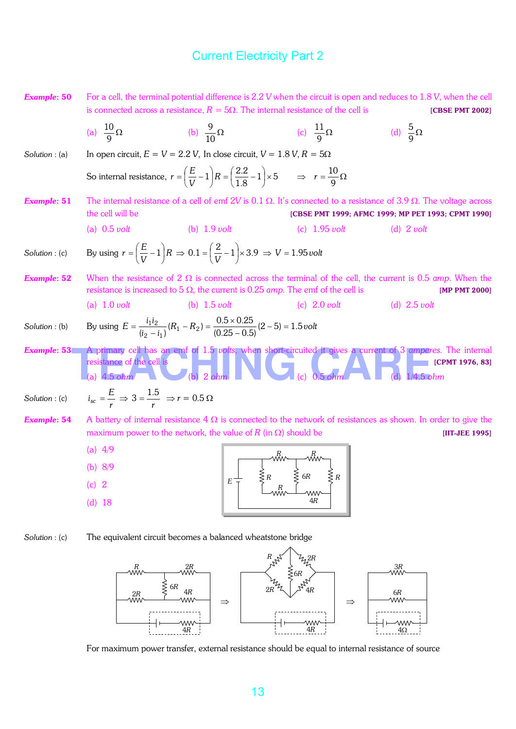**Example: 50** For a cell, the terminal potential difference is 2.2 $V$ when the circuit is open and reduces to 1.8 $V$, when the cell is connected across a resistance, $R = 5\Omega$. The internal resistance of the cell is **[CBSE PMT 2002]**

(a) $\frac{10}{9}\Omega$ (b) $\frac{9}{10}\Omega$ (c) $\frac{11}{9}\Omega$ (d) $\frac{5}{9}\Omega$

*Solution* : (a) In open circuit, $E = V = 2.2\ V$, In close circuit, $V = 1.8\ V$, $R = 5\Omega$

So internal resistance, $r = \left(\frac{E}{V} - 1\right)R = \left(\frac{2.2}{1.8} - 1\right) \times 5 \quad \Rightarrow \quad r = \frac{10}{9}\Omega$

**Example: 51** The internal resistance of a cell of emf $2V$ is 0.1 $\Omega$. It's connected to a resistance of 3.9 $\Omega$. The voltage across the cell will be **[CBSE PMT 1999; AFMC 1999; MP PET 1993; CPMT 1990]**

(a) 0.5 *volt* (b) 1.9 *volt* (c) 1.95 *volt* (d) 2 *volt*

*Solution* : (c) By using $r = \left(\frac{E}{V} - 1\right)R \Rightarrow 0.1 = \left(\frac{2}{V} - 1\right) \times 3.9 \Rightarrow V = 1.95\, volt$

**Example: 52** When the resistance of 2 $\Omega$ is connected across the terminal of the cell, the current is 0.5 *amp*. When the resistance is increased to 5 $\Omega$, the current is 0.25 *amp*. The emf of the cell is **[MP PMT 2000]**

(a) 1.0 *volt* (b) 1.5 *volt* (c) 2.0 *volt* (d) 2.5 *volt*

*Solution* : (b) By using $E = \frac{i_1 i_2}{(i_2 - i_1)}(R_1 - R_2) = \frac{0.5 \times 0.25}{(0.25 - 0.5)}(2 - 5) = 1.5\, volt$

**Example: 53** A primary cell has an emf of 1.5 *volts*, when short-circuited it gives a current of 3 *amperes*. The internal resistance of the cell is **[CPMT 1976, 83]**

(a) 4.5 *ohm* (b) 2 *ohm* (c) 0.5 *ohm* (d) 1/4.5 *ohm*

*Solution* : (c) $i_{sc} = \frac{E}{r} \Rightarrow 3 = \frac{1.5}{r} \Rightarrow r = 0.5\,\Omega$

**Example: 54** A battery of internal resistance 4 $\Omega$ is connected to the network of resistances as shown. In order to give the maximum power to the network, the value of $R$ (in $\Omega$) should be **[IIT-JEE 1995]**

(a) 4/9

(b) 8/9

(c) 2

(d) 18

*Solution* : (c) The equivalent circuit becomes a balanced wheatstone bridge

For maximum power transfer, external resistance should be equal to internal resistance of source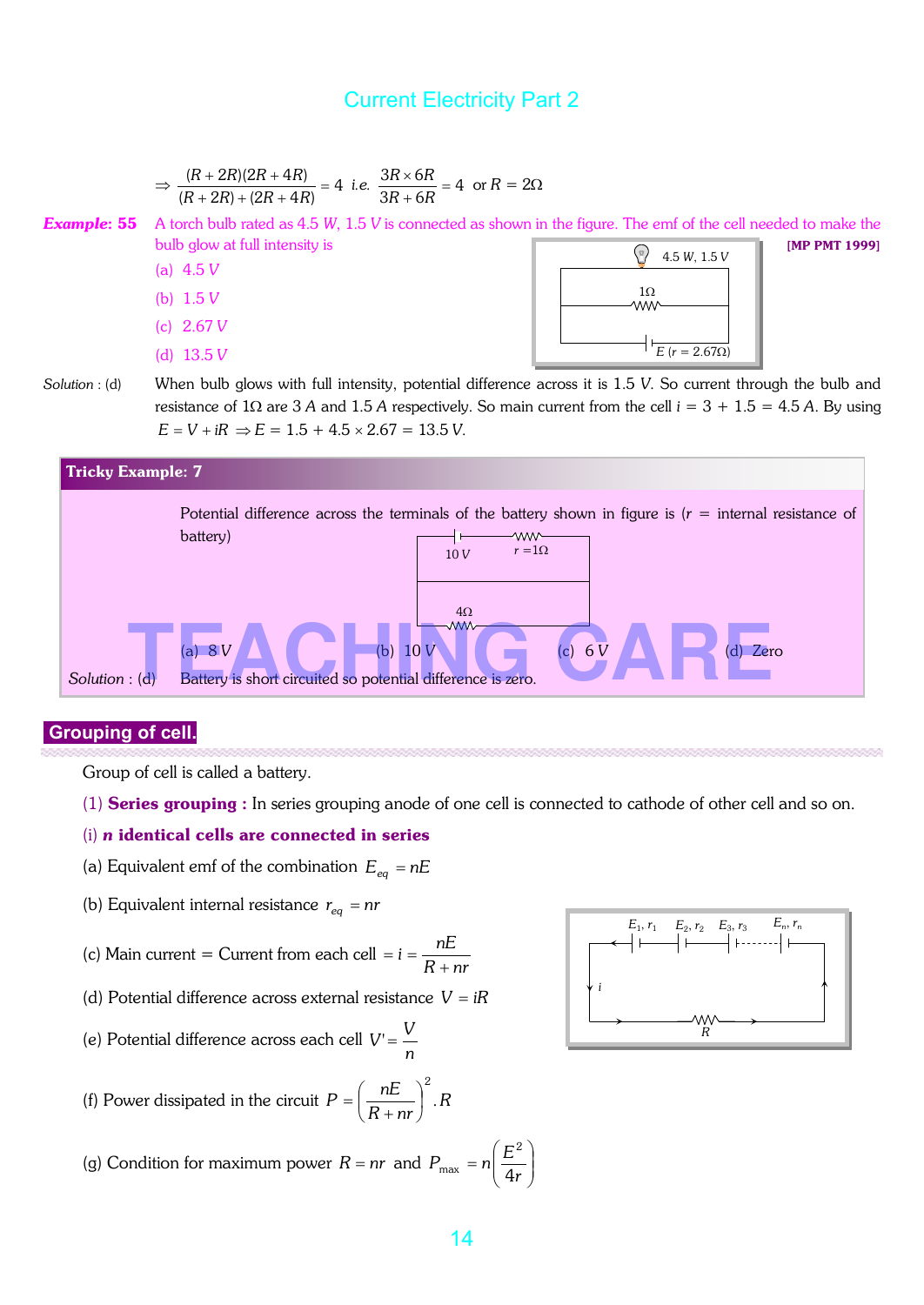$$\Rightarrow \frac{(R+2R)(2R+4R)}{(R+2R)+(2R+4R)} = 4 \;\; i.e. \;\; \frac{3R \times 6R}{3R+6R} = 4 \;\; \text{or } R = 2\Omega$$

**Example: 55** A torch bulb rated as 4.5 *W*, 1.5 *V* is connected as shown in the figure. The emf of the cell needed to make the bulb glow at full intensity is **[MP PMT 1999]**

(a) 4.5 *V*

(b) 1.5 *V*

(c) 2.67 *V*

(d) 13.5 *V*

*Solution* : (d) When bulb glows with full intensity, potential difference across it is 1.5 *V*. So current through the bulb and resistance of 1Ω are 3 *A* and 1.5 *A* respectively. So main current from the cell $i = 3 + 1.5 = 4.5\,A$. By using $E = V + iR \Rightarrow E = 1.5 + 4.5 \times 2.67 = 13.5\,V$.

**Tricky Example: 7**

Potential difference across the terminals of the battery shown in figure is ($r$ = internal resistance of battery)

(a) 8 *V* (b) 10 *V* (c) 6 *V* (d) Zero

*Solution* : (d) Battery is short circuited so potential difference is zero.

## Grouping of cell.

Group of cell is called a battery.

(1) **Series grouping :** In series grouping anode of one cell is connected to cathode of other cell and so on.

(i) ***n* identical cells are connected in series**

(a) Equivalent emf of the combination $E_{eq} = nE$

(b) Equivalent internal resistance $r_{eq} = nr$

(c) Main current = Current from each cell $= i = \dfrac{nE}{R + nr}$

(d) Potential difference across external resistance $V = iR$

(e) Potential difference across each cell $V' = \dfrac{V}{n}$

(f) Power dissipated in the circuit $P = \left(\dfrac{nE}{R + nr}\right)^2 .R$

(g) Condition for maximum power $R = nr$ and $P_{max} = n\left(\dfrac{E^2}{4r}\right)$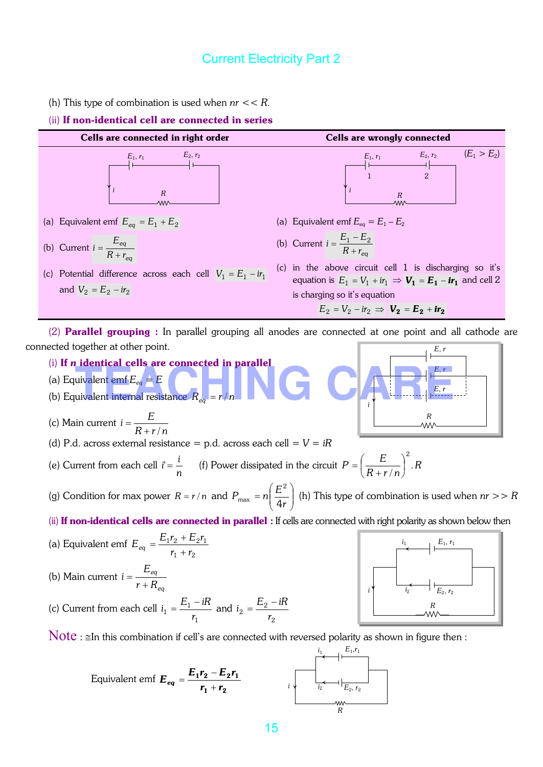(h) This type of combination is used when $nr << R$.

(ii) **If non-identical cell are connected in series**

| Cells are connected in right order | Cells are wrongly connected |
|---|---|
| (a) Equivalent emf $E_{eq} = E_1 + E_2$ | ($E_1 > E_2$)<br>(a) Equivalent emf $E_{eq} = E_1 - E_2$ |
| (b) Current $i = \dfrac{E_{eq}}{R + r_{eq}}$ | (b) Current $i = \dfrac{E_1 - E_2}{R + r_{eq}}$ |
| (c) Potential difference across each cell $V_1 = E_1 - ir_1$ and $V_2 = E_2 - ir_2$ | (c) in the above circuit cell 1 is discharging so it's equation is $E_1 = V_1 + ir_1 \Rightarrow \boldsymbol{V_1 = E_1 - ir_1}$ and cell 2 is charging so it's equation $E_2 = V_2 - ir_2 \Rightarrow \boldsymbol{V_2 = E_2 + ir_2}$ |

(2) **Parallel grouping :** In parallel grouping all anodes are connected at one point and all cathode are connected together at other point.

(i) **If *n* identical cells are connected in parallel**

(a) Equivalent emf $E_{eq} = E$

(b) Equivalent internal resistance $R_{eq} = r/n$

(c) Main current $i = \dfrac{E}{R + r/n}$

(d) P.d. across external resistance = p.d. across each cell = $V = iR$

(e) Current from each cell $i' = \dfrac{i}{n}$

(f) Power dissipated in the circuit $P = \left(\dfrac{E}{R + r/n}\right)^2 . R$

(g) Condition for max power $R = r/n$ and $P_{\max} = n\left(\dfrac{E^2}{4r}\right)$

(h) This type of combination is used when $nr >> R$

(ii) **If non-identical cells are connected in parallel :** If cells are connected with right polarity as shown below then

(a) Equivalent emf $E_{eq} = \dfrac{E_1 r_2 + E_2 r_1}{r_1 + r_2}$

(b) Main current $i = \dfrac{E_{eq}}{r + R_{eq}}$

(c) Current from each cell $i_1 = \dfrac{E_1 - iR}{r_1}$ and $i_2 = \dfrac{E_2 - iR}{r_2}$

Note : ≅In this combination if cell's are connected with reversed polarity as shown in figure then :

Equivalent emf $\boldsymbol{E_{eq} = \dfrac{E_1 r_2 - E_2 r_1}{r_1 + r_2}}$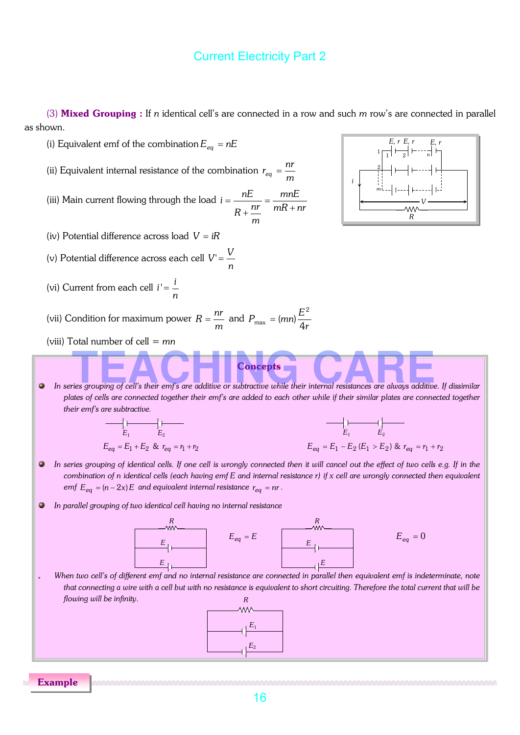(3) **Mixed Grouping :** If $n$ identical cell's are connected in a row and such $m$ row's are connected in parallel as shown.

(i) Equivalent emf of the combination $E_{eq} = nE$

(ii) Equivalent internal resistance of the combination $r_{eq} = \frac{nr}{m}$

(iii) Main current flowing through the load $i = \frac{nE}{R + \frac{nr}{m}} = \frac{mnE}{mR + nr}$

(iv) Potential difference across load $V = iR$

(v) Potential difference across each cell $V' = \frac{V}{n}$

(vi) Current from each cell $i' = \frac{i}{n}$

(vii) Condition for maximum power $R = \frac{nr}{m}$ and $P_{max} = (mn)\frac{E^2}{4r}$

(viii) Total number of cell = $mn$

## Concepts

- *In series grouping of cell's their emf's are additive or subtractive while their internal resistances are always additive. If dissimilar plates of cells are connected together their emf's are added to each other while if their similar plates are connected together their emf's are subtractive.*

  $E_{eq} = E_1 + E_2$ & $r_{eq} = r_1 + r_2$

  $E_{eq} = E_1 - E_2$ $(E_1 > E_2)$ & $r_{eq} = r_1 + r_2$

- *In series grouping of identical cells. If one cell is wrongly connected then it will cancel out the effect of two cells e.g. If in the combination of $n$ identical cells (each having emf $E$ and internal resistance $r$) if $x$ cell are wrongly connected then equivalent emf $E_{eq} = (n - 2x)E$ and equivalent internal resistance $r_{eq} = nr$.*

- *In parallel grouping of two identical cell having no internal resistance*

  $E_{eq} = E$ $\qquad$ $E_{eq} = 0$

- *When two cell's of different emf and no internal resistance are connected in parallel then equivalent emf is indeterminate, note that connecting a wire with a cell but with no resistance is equivalent to short circuiting. Therefore the total current that will be flowing will be infinity.*

**Example**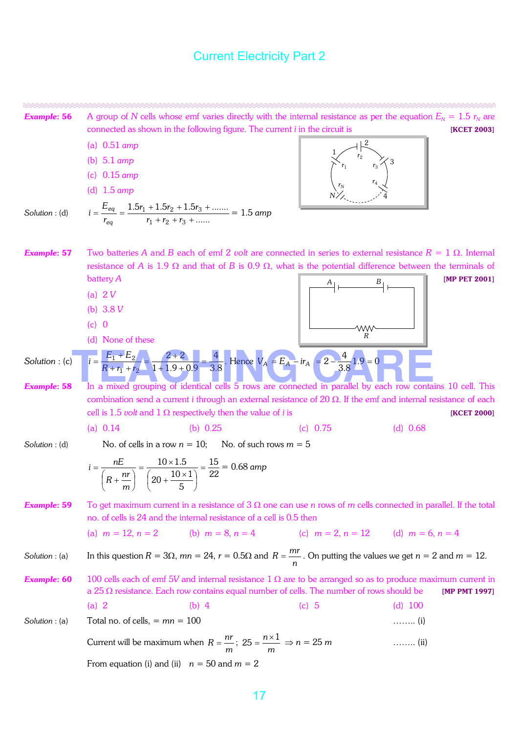# Current Electricity Part 2

**Example: 56** A group of $N$ cells whose emf varies directly with the internal resistance as per the equation $E_N = 1.5\ r_N$ are connected as shown in the following figure. The current $i$ in the circuit is **[KCET 2003]**

(a) 0.51 *amp*

(b) 5.1 *amp*

(c) 0.15 *amp*

(d) 1.5 *amp*

1 2 3 4 N
$r_1$ $r_2$ $r_3$ $r_4$ $r_N$

*Solution* : (d) $i = \dfrac{E_{eq}}{r_{eq}} = \dfrac{1.5r_1 + 1.5r_2 + 1.5r_3 + .......}{r_1 + r_2 + r_3 + ......} = 1.5\ amp$

**Example: 57** Two batteries $A$ and $B$ each of emf 2 *volt* are connected in series to external resistance $R$ = 1 Ω. Internal resistance of $A$ is 1.9 Ω and that of $B$ is 0.9 Ω, what is the potential difference between the terminals of battery $A$ **[MP PET 2001]**

(a) 2 *V*

(b) 3.8 *V*

(c) 0

(d) None of these

A B
R

*Solution* : (c) $i = \dfrac{E_1 + E_2}{R + r_1 + r_2} = \dfrac{2+2}{1+1.9+0.9} = \dfrac{4}{3.8}$. Hence $V_A = E_A - ir_A = 2 - \dfrac{4}{3.8}1.9 = 0$

**Example: 58** In a mixed grouping of identical cells 5 rows are connected in parallel by each row contains 10 cell. This combination send a current $i$ through an external resistance of 20 Ω. If the emf and internal resistance of each cell is 1.5 *volt* and 1 Ω respectively then the value of $i$ is **[KCET 2000]**

(a) 0.14 (b) 0.25 (c) 0.75 (d) 0.68

*Solution* : (d) No. of cells in a row $n$ = 10; No. of such rows $m$ = 5

$$i = \frac{nE}{\left(R + \dfrac{nr}{m}\right)} = \frac{10 \times 1.5}{\left(20 + \dfrac{10 \times 1}{5}\right)} = \frac{15}{22} = 0.68\ amp$$

**Example: 59** To get maximum current in a resistance of 3 Ω one can use $n$ rows of $m$ cells connected in parallel. If the total no. of cells is 24 and the internal resistance of a cell is 0.5 then

(a) $m$ = 12, $n$ = 2 (b) $m$ = 8, $n$ = 4 (c) $m$ = 2, $n$ = 12 (d) $m$ = 6, $n$ = 4

*Solution* : (a) In this question $R = 3\Omega$, $mn = 24$, $r = 0.5\Omega$ and $R = \dfrac{mr}{n}$. On putting the values we get $n$ = 2 and $m$ = 12.

**Example: 60** 100 cells each of emf 5*V* and internal resistance 1 Ω are to be arranged so as to produce maximum current in a 25 Ω resistance. Each row contains equal number of cells. The number of rows should be **[MP PMT 1997]**

(a) 2 (b) 4 (c) 5 (d) 100

*Solution* : (a) Total no. of cells, = $mn$ = 100 …….. (i)

Current will be maximum when $R = \dfrac{nr}{m}$; $25 = \dfrac{n \times 1}{m} \Rightarrow n = 25\ m$ …….. (ii)

From equation (i) and (ii) $n$ = 50 and $m$ = 2